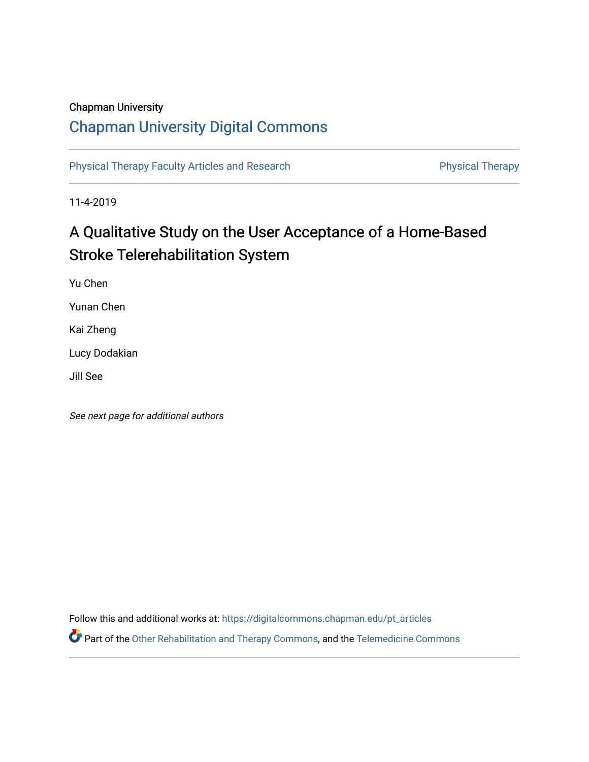Chapman University

# Chapman University Digital Commons

Physical Therapy Faculty Articles and Research | Physical Therapy

11-4-2019

# A Qualitative Study on the User Acceptance of a Home-Based Stroke Telerehabilitation System

Yu Chen

Yunan Chen

Kai Zheng

Lucy Dodakian

Jill See

*See next page for additional authors*

Follow this and additional works at: https://digitalcommons.chapman.edu/pt_articles

Part of the Other Rehabilitation and Therapy Commons, and the Telemedicine Commons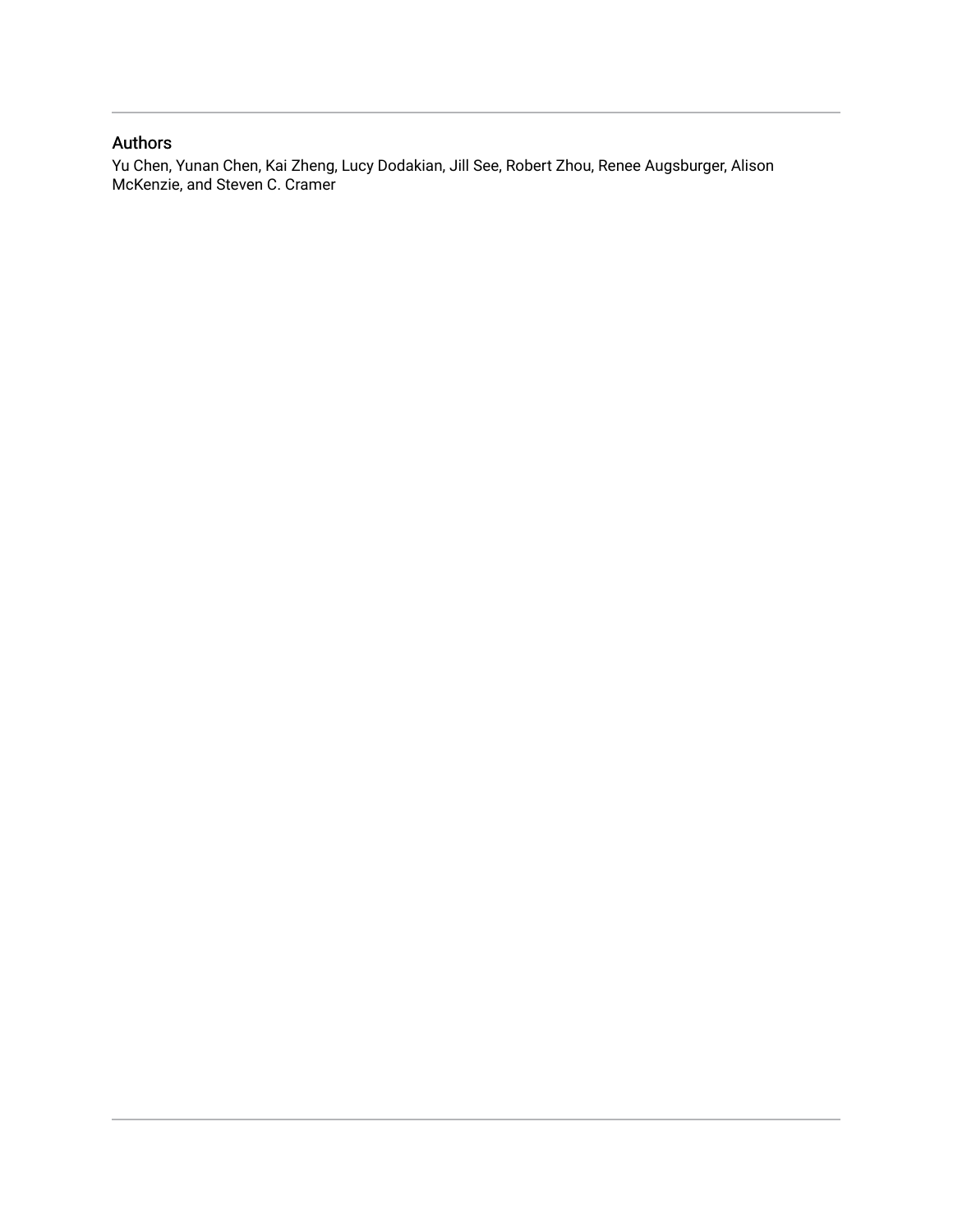## Authors

Yu Chen, Yunan Chen, Kai Zheng, Lucy Dodakian, Jill See, Robert Zhou, Renee Augsburger, Alison McKenzie, and Steven C. Cramer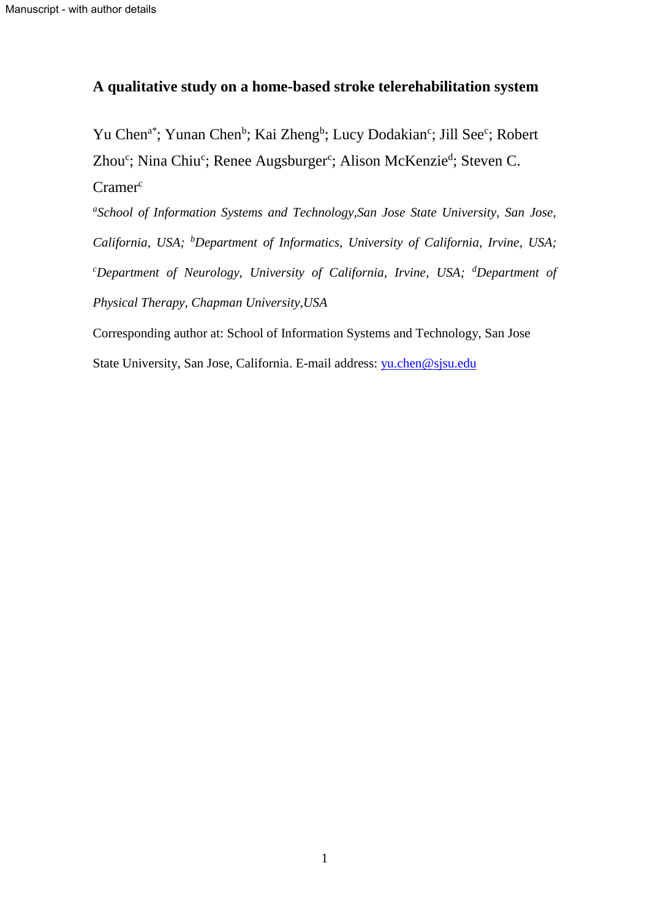# A qualitative study on a home-based stroke telerehabilitation system

Yu Chen[a*]; Yunan Chen[b]; Kai Zheng[b]; Lucy Dodakian[c]; Jill See[c]; Robert Zhou[c]; Nina Chiu[c]; Renee Augsburger[c]; Alison McKenzie[d]; Steven C. Cramer[c]

*[a]School of Information Systems and Technology,San Jose State University, San Jose, California, USA; [b]Department of Informatics, University of California, Irvine, USA; [c]Department of Neurology, University of California, Irvine, USA; [d]Department of Physical Therapy, Chapman University,USA*

Corresponding author at: School of Information Systems and Technology, San Jose State University, San Jose, California. E-mail address: yu.chen@sjsu.edu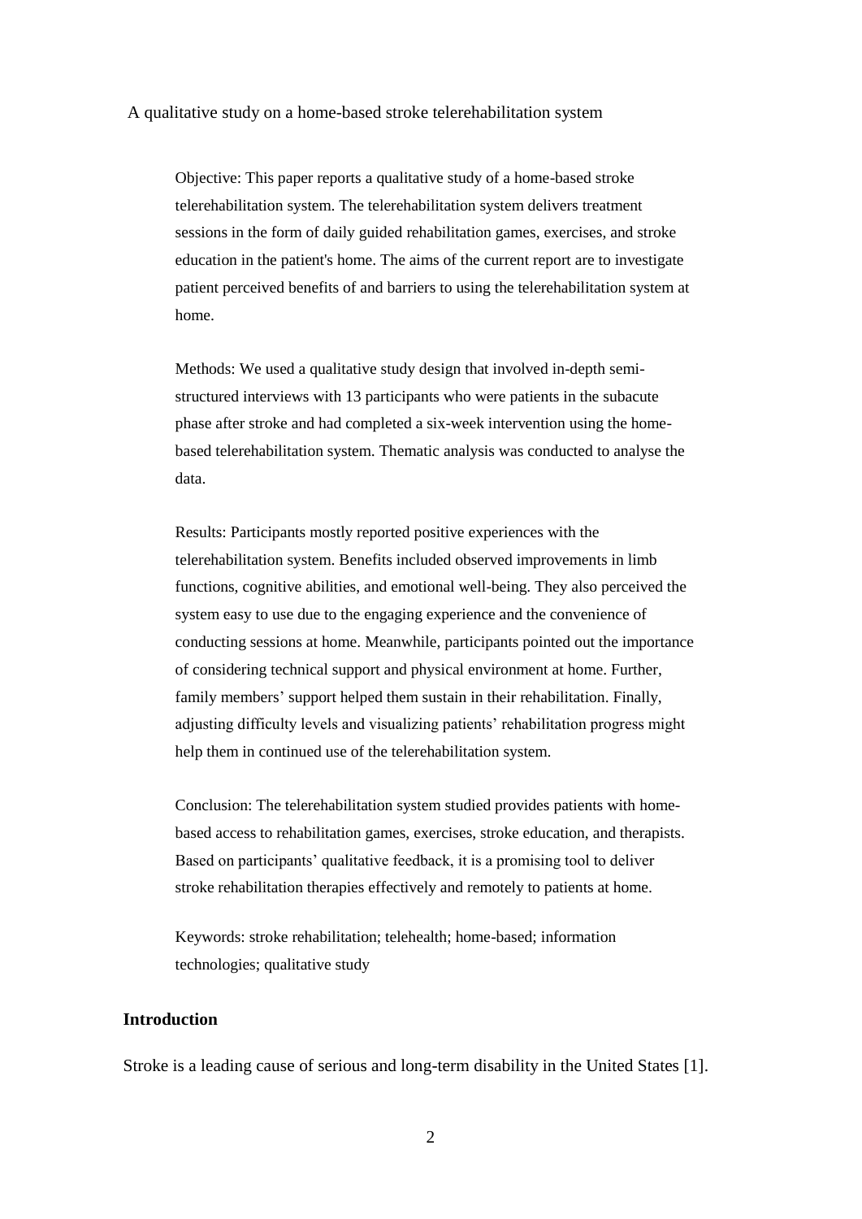A qualitative study on a home-based stroke telerehabilitation system

Objective: This paper reports a qualitative study of a home-based stroke telerehabilitation system. The telerehabilitation system delivers treatment sessions in the form of daily guided rehabilitation games, exercises, and stroke education in the patient's home. The aims of the current report are to investigate patient perceived benefits of and barriers to using the telerehabilitation system at home.

Methods: We used a qualitative study design that involved in-depth semi-structured interviews with 13 participants who were patients in the subacute phase after stroke and had completed a six-week intervention using the home-based telerehabilitation system. Thematic analysis was conducted to analyse the data.

Results: Participants mostly reported positive experiences with the telerehabilitation system. Benefits included observed improvements in limb functions, cognitive abilities, and emotional well-being. They also perceived the system easy to use due to the engaging experience and the convenience of conducting sessions at home. Meanwhile, participants pointed out the importance of considering technical support and physical environment at home. Further, family members' support helped them sustain in their rehabilitation. Finally, adjusting difficulty levels and visualizing patients' rehabilitation progress might help them in continued use of the telerehabilitation system.

Conclusion: The telerehabilitation system studied provides patients with home-based access to rehabilitation games, exercises, stroke education, and therapists. Based on participants' qualitative feedback, it is a promising tool to deliver stroke rehabilitation therapies effectively and remotely to patients at home.

Keywords: stroke rehabilitation; telehealth; home-based; information technologies; qualitative study

## Introduction

Stroke is a leading cause of serious and long-term disability in the United States [1].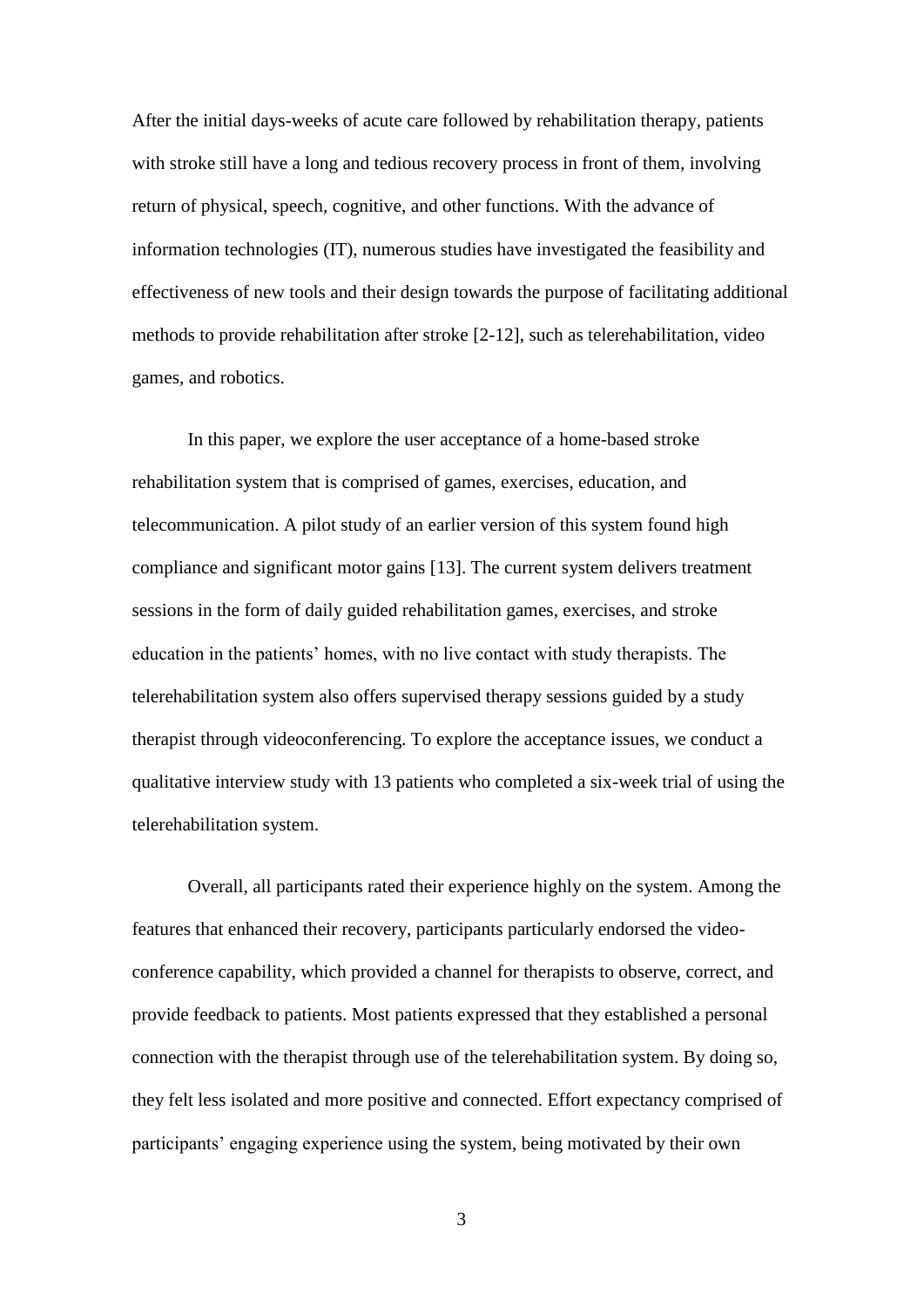After the initial days-weeks of acute care followed by rehabilitation therapy, patients with stroke still have a long and tedious recovery process in front of them, involving return of physical, speech, cognitive, and other functions. With the advance of information technologies (IT), numerous studies have investigated the feasibility and effectiveness of new tools and their design towards the purpose of facilitating additional methods to provide rehabilitation after stroke [2-12], such as telerehabilitation, video games, and robotics.

In this paper, we explore the user acceptance of a home-based stroke rehabilitation system that is comprised of games, exercises, education, and telecommunication. A pilot study of an earlier version of this system found high compliance and significant motor gains [13]. The current system delivers treatment sessions in the form of daily guided rehabilitation games, exercises, and stroke education in the patients' homes, with no live contact with study therapists. The telerehabilitation system also offers supervised therapy sessions guided by a study therapist through videoconferencing. To explore the acceptance issues, we conduct a qualitative interview study with 13 patients who completed a six-week trial of using the telerehabilitation system.

Overall, all participants rated their experience highly on the system. Among the features that enhanced their recovery, participants particularly endorsed the video-conference capability, which provided a channel for therapists to observe, correct, and provide feedback to patients. Most patients expressed that they established a personal connection with the therapist through use of the telerehabilitation system. By doing so, they felt less isolated and more positive and connected. Effort expectancy comprised of participants' engaging experience using the system, being motivated by their own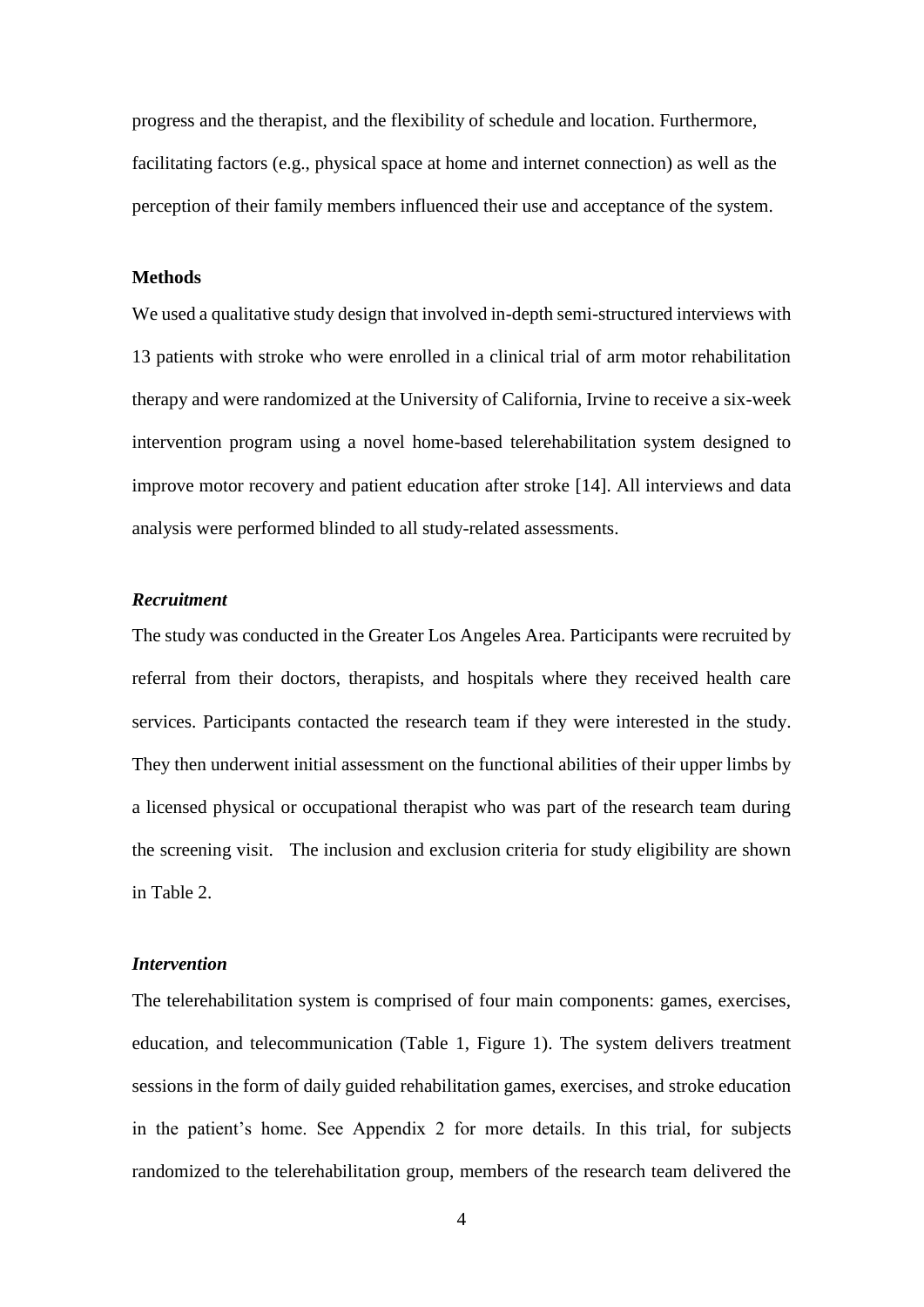progress and the therapist, and the flexibility of schedule and location. Furthermore, facilitating factors (e.g., physical space at home and internet connection) as well as the perception of their family members influenced their use and acceptance of the system.

## Methods

We used a qualitative study design that involved in-depth semi-structured interviews with 13 patients with stroke who were enrolled in a clinical trial of arm motor rehabilitation therapy and were randomized at the University of California, Irvine to receive a six-week intervention program using a novel home-based telerehabilitation system designed to improve motor recovery and patient education after stroke [14]. All interviews and data analysis were performed blinded to all study-related assessments.

### *Recruitment*

The study was conducted in the Greater Los Angeles Area. Participants were recruited by referral from their doctors, therapists, and hospitals where they received health care services. Participants contacted the research team if they were interested in the study. They then underwent initial assessment on the functional abilities of their upper limbs by a licensed physical or occupational therapist who was part of the research team during the screening visit. The inclusion and exclusion criteria for study eligibility are shown in Table 2.

### *Intervention*

The telerehabilitation system is comprised of four main components: games, exercises, education, and telecommunication (Table 1, Figure 1). The system delivers treatment sessions in the form of daily guided rehabilitation games, exercises, and stroke education in the patient's home. See Appendix 2 for more details. In this trial, for subjects randomized to the telerehabilitation group, members of the research team delivered the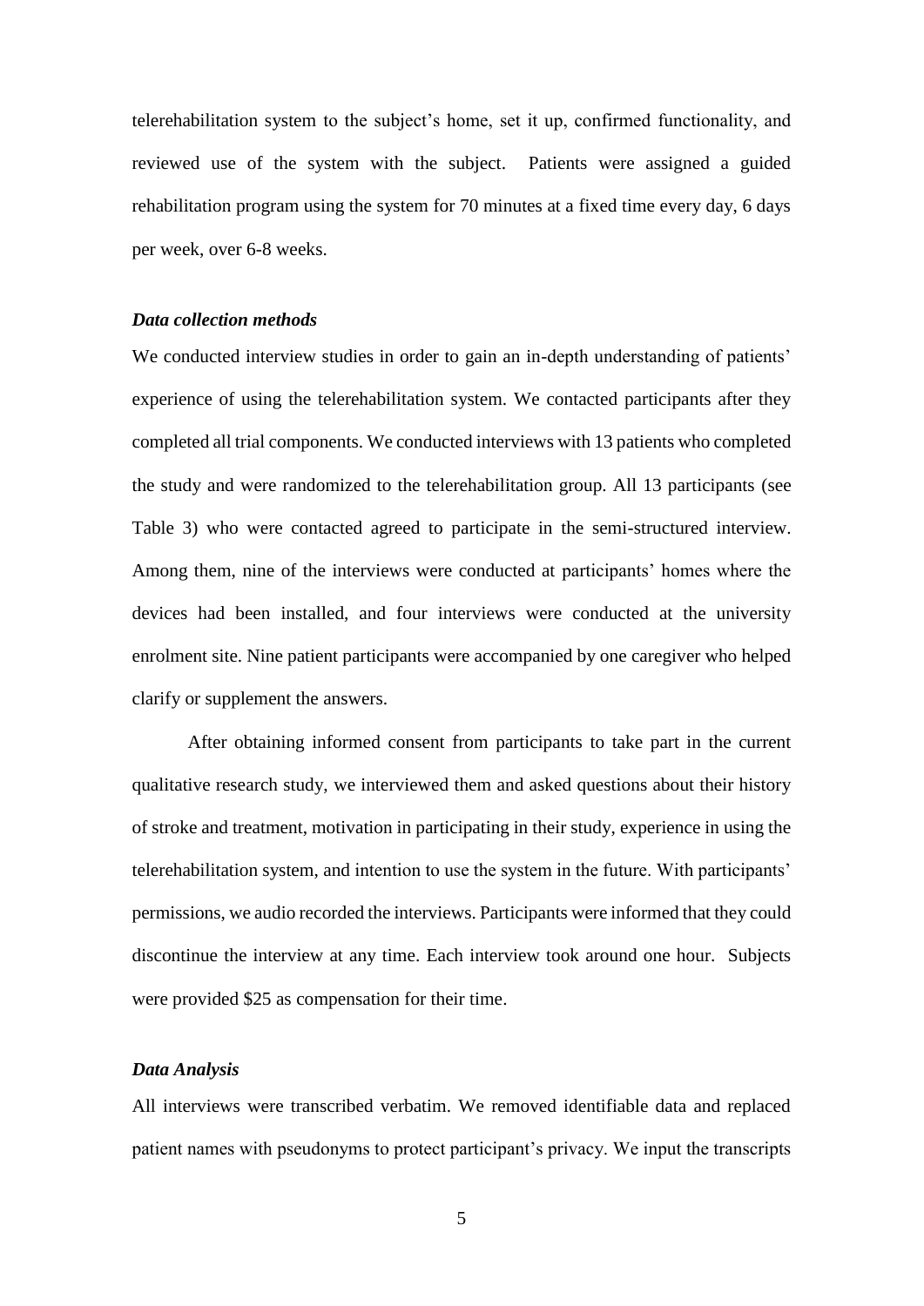telerehabilitation system to the subject's home, set it up, confirmed functionality, and reviewed use of the system with the subject. Patients were assigned a guided rehabilitation program using the system for 70 minutes at a fixed time every day, 6 days per week, over 6-8 weeks.

### *Data collection methods*

We conducted interview studies in order to gain an in-depth understanding of patients' experience of using the telerehabilitation system. We contacted participants after they completed all trial components. We conducted interviews with 13 patients who completed the study and were randomized to the telerehabilitation group. All 13 participants (see Table 3) who were contacted agreed to participate in the semi-structured interview. Among them, nine of the interviews were conducted at participants' homes where the devices had been installed, and four interviews were conducted at the university enrolment site. Nine patient participants were accompanied by one caregiver who helped clarify or supplement the answers.

After obtaining informed consent from participants to take part in the current qualitative research study, we interviewed them and asked questions about their history of stroke and treatment, motivation in participating in their study, experience in using the telerehabilitation system, and intention to use the system in the future. With participants' permissions, we audio recorded the interviews. Participants were informed that they could discontinue the interview at any time. Each interview took around one hour. Subjects were provided $25 as compensation for their time.

### *Data Analysis*

All interviews were transcribed verbatim. We removed identifiable data and replaced patient names with pseudonyms to protect participant's privacy. We input the transcripts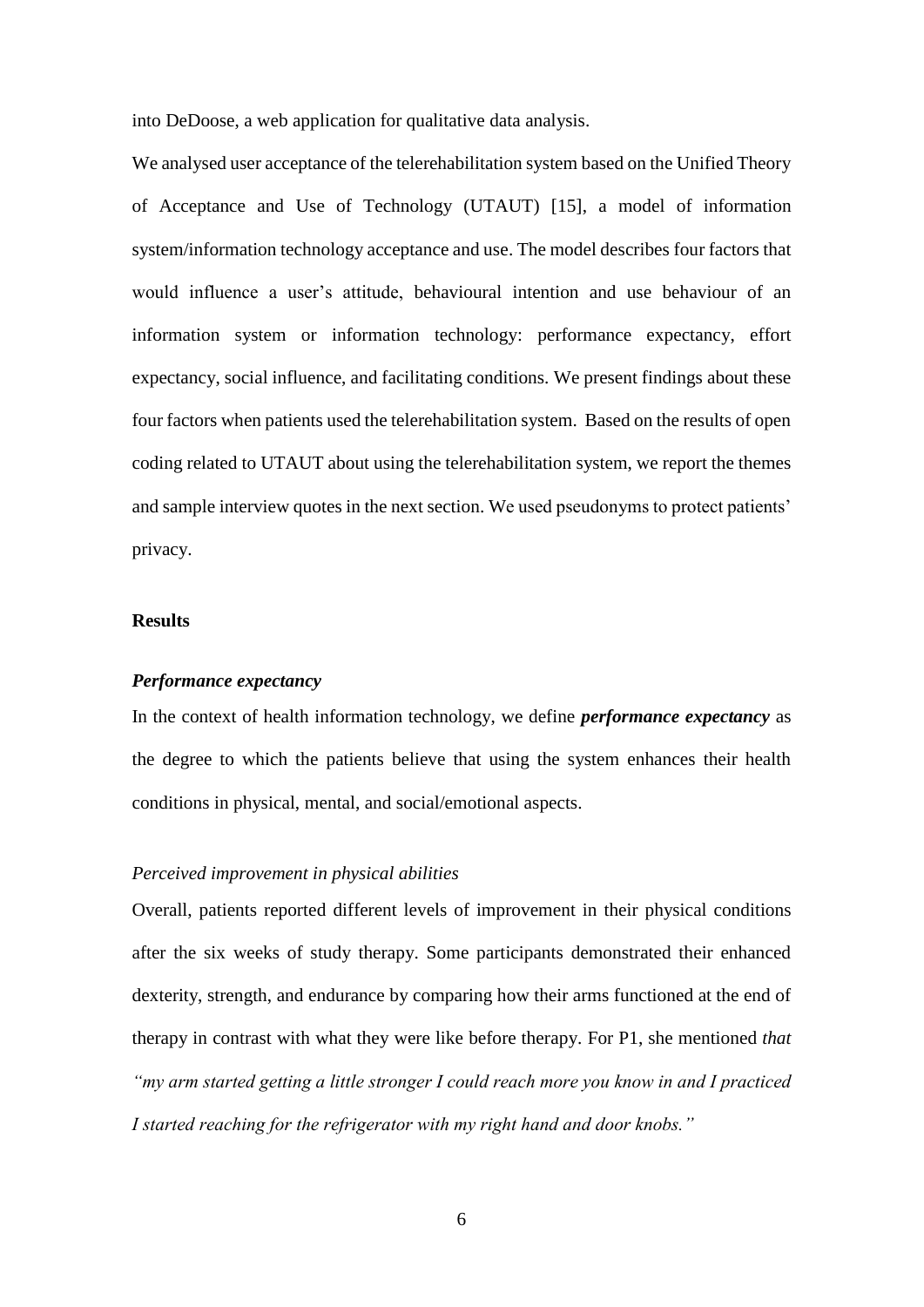into DeDoose, a web application for qualitative data analysis.

We analysed user acceptance of the telerehabilitation system based on the Unified Theory of Acceptance and Use of Technology (UTAUT) [15], a model of information system/information technology acceptance and use. The model describes four factors that would influence a user's attitude, behavioural intention and use behaviour of an information system or information technology: performance expectancy, effort expectancy, social influence, and facilitating conditions. We present findings about these four factors when patients used the telerehabilitation system. Based on the results of open coding related to UTAUT about using the telerehabilitation system, we report the themes and sample interview quotes in the next section. We used pseudonyms to protect patients' privacy.

## Results

### *Performance expectancy*

In the context of health information technology, we define ***performance expectancy*** as the degree to which the patients believe that using the system enhances their health conditions in physical, mental, and social/emotional aspects.

#### *Perceived improvement in physical abilities*

Overall, patients reported different levels of improvement in their physical conditions after the six weeks of study therapy. Some participants demonstrated their enhanced dexterity, strength, and endurance by comparing how their arms functioned at the end of therapy in contrast with what they were like before therapy. For P1, she mentioned *that "my arm started getting a little stronger I could reach more you know in and I practiced I started reaching for the refrigerator with my right hand and door knobs."*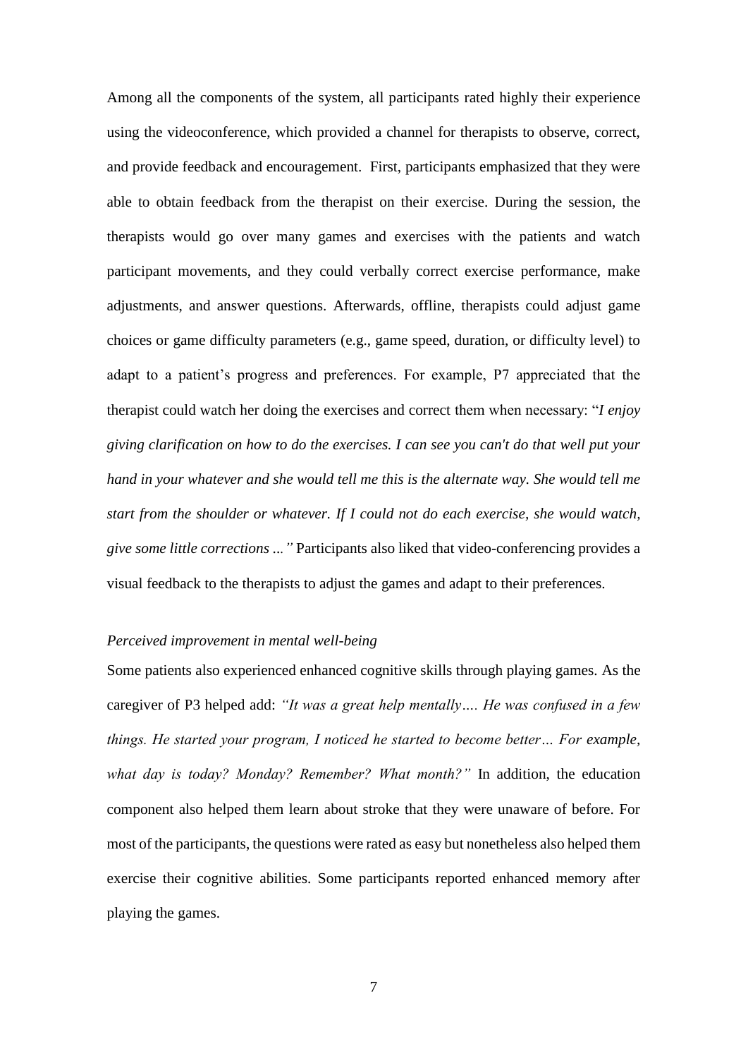Among all the components of the system, all participants rated highly their experience using the videoconference, which provided a channel for therapists to observe, correct, and provide feedback and encouragement. First, participants emphasized that they were able to obtain feedback from the therapist on their exercise. During the session, the therapists would go over many games and exercises with the patients and watch participant movements, and they could verbally correct exercise performance, make adjustments, and answer questions. Afterwards, offline, therapists could adjust game choices or game difficulty parameters (e.g., game speed, duration, or difficulty level) to adapt to a patient's progress and preferences. For example, P7 appreciated that the therapist could watch her doing the exercises and correct them when necessary: "*I enjoy giving clarification on how to do the exercises. I can see you can't do that well put your hand in your whatever and she would tell me this is the alternate way. She would tell me start from the shoulder or whatever. If I could not do each exercise, she would watch, give some little corrections ...*" Participants also liked that video-conferencing provides a visual feedback to the therapists to adjust the games and adapt to their preferences.

*Perceived improvement in mental well-being*

Some patients also experienced enhanced cognitive skills through playing games. As the caregiver of P3 helped add: *"It was a great help mentally…. He was confused in a few things. He started your program, I noticed he started to become better… For example, what day is today? Monday? Remember? What month?"* In addition, the education component also helped them learn about stroke that they were unaware of before. For most of the participants, the questions were rated as easy but nonetheless also helped them exercise their cognitive abilities. Some participants reported enhanced memory after playing the games.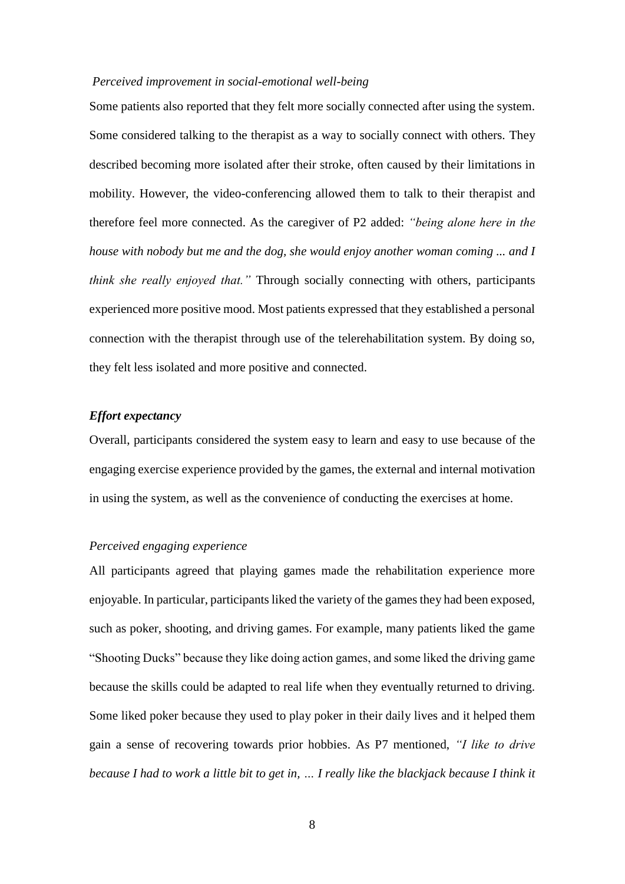*Perceived improvement in social-emotional well-being*

Some patients also reported that they felt more socially connected after using the system. Some considered talking to the therapist as a way to socially connect with others. They described becoming more isolated after their stroke, often caused by their limitations in mobility. However, the video-conferencing allowed them to talk to their therapist and therefore feel more connected. As the caregiver of P2 added: *"being alone here in the house with nobody but me and the dog, she would enjoy another woman coming ... and I think she really enjoyed that."* Through socially connecting with others, participants experienced more positive mood. Most patients expressed that they established a personal connection with the therapist through use of the telerehabilitation system. By doing so, they felt less isolated and more positive and connected.

***Effort expectancy***

Overall, participants considered the system easy to learn and easy to use because of the engaging exercise experience provided by the games, the external and internal motivation in using the system, as well as the convenience of conducting the exercises at home.

*Perceived engaging experience*

All participants agreed that playing games made the rehabilitation experience more enjoyable. In particular, participants liked the variety of the games they had been exposed, such as poker, shooting, and driving games. For example, many patients liked the game "Shooting Ducks" because they like doing action games, and some liked the driving game because the skills could be adapted to real life when they eventually returned to driving. Some liked poker because they used to play poker in their daily lives and it helped them gain a sense of recovering towards prior hobbies. As P7 mentioned, *"I like to drive because I had to work a little bit to get in, … I really like the blackjack because I think it*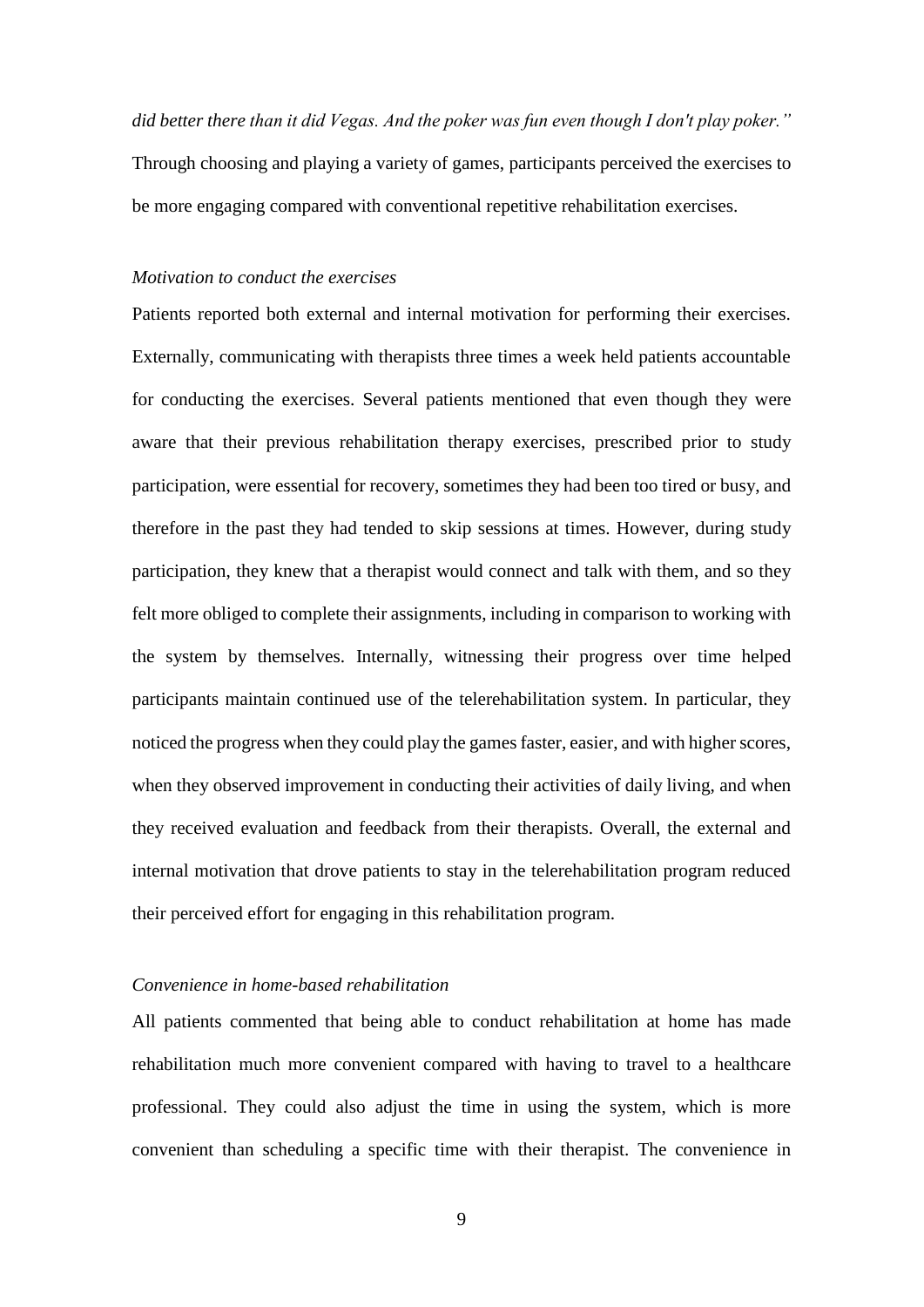*did better there than it did Vegas. And the poker was fun even though I don't play poker."* Through choosing and playing a variety of games, participants perceived the exercises to be more engaging compared with conventional repetitive rehabilitation exercises.

*Motivation to conduct the exercises*

Patients reported both external and internal motivation for performing their exercises. Externally, communicating with therapists three times a week held patients accountable for conducting the exercises. Several patients mentioned that even though they were aware that their previous rehabilitation therapy exercises, prescribed prior to study participation, were essential for recovery, sometimes they had been too tired or busy, and therefore in the past they had tended to skip sessions at times. However, during study participation, they knew that a therapist would connect and talk with them, and so they felt more obliged to complete their assignments, including in comparison to working with the system by themselves. Internally, witnessing their progress over time helped participants maintain continued use of the telerehabilitation system. In particular, they noticed the progress when they could play the games faster, easier, and with higher scores, when they observed improvement in conducting their activities of daily living, and when they received evaluation and feedback from their therapists. Overall, the external and internal motivation that drove patients to stay in the telerehabilitation program reduced their perceived effort for engaging in this rehabilitation program.

*Convenience in home-based rehabilitation*

All patients commented that being able to conduct rehabilitation at home has made rehabilitation much more convenient compared with having to travel to a healthcare professional. They could also adjust the time in using the system, which is more convenient than scheduling a specific time with their therapist. The convenience in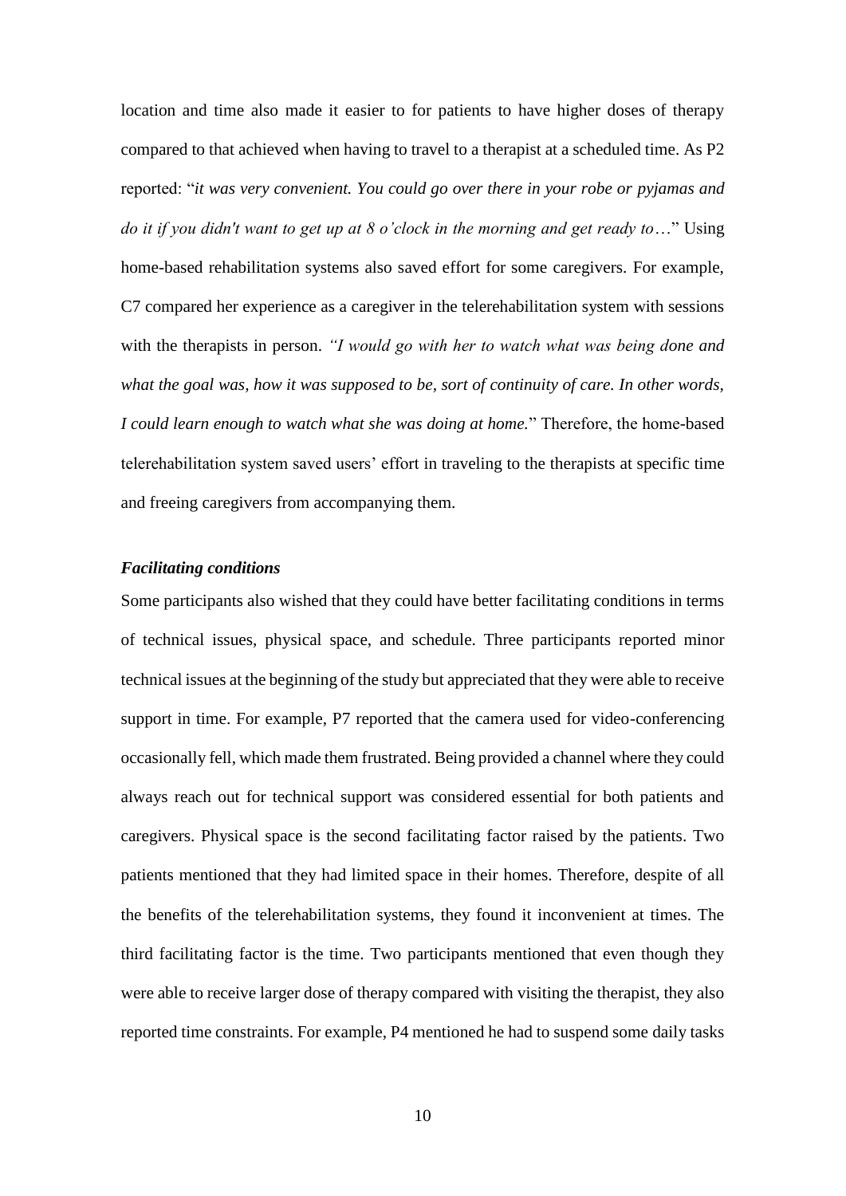location and time also made it easier to for patients to have higher doses of therapy compared to that achieved when having to travel to a therapist at a scheduled time. As P2 reported: "*it was very convenient. You could go over there in your robe or pyjamas and do it if you didn't want to get up at 8 o'clock in the morning and get ready to…*" Using home-based rehabilitation systems also saved effort for some caregivers. For example, C7 compared her experience as a caregiver in the telerehabilitation system with sessions with the therapists in person. *"I would go with her to watch what was being done and what the goal was, how it was supposed to be, sort of continuity of care. In other words, I could learn enough to watch what she was doing at home.*" Therefore, the home-based telerehabilitation system saved users' effort in traveling to the therapists at specific time and freeing caregivers from accompanying them.

***Facilitating conditions***

Some participants also wished that they could have better facilitating conditions in terms of technical issues, physical space, and schedule. Three participants reported minor technical issues at the beginning of the study but appreciated that they were able to receive support in time. For example, P7 reported that the camera used for video-conferencing occasionally fell, which made them frustrated. Being provided a channel where they could always reach out for technical support was considered essential for both patients and caregivers. Physical space is the second facilitating factor raised by the patients. Two patients mentioned that they had limited space in their homes. Therefore, despite of all the benefits of the telerehabilitation systems, they found it inconvenient at times. The third facilitating factor is the time. Two participants mentioned that even though they were able to receive larger dose of therapy compared with visiting the therapist, they also reported time constraints. For example, P4 mentioned he had to suspend some daily tasks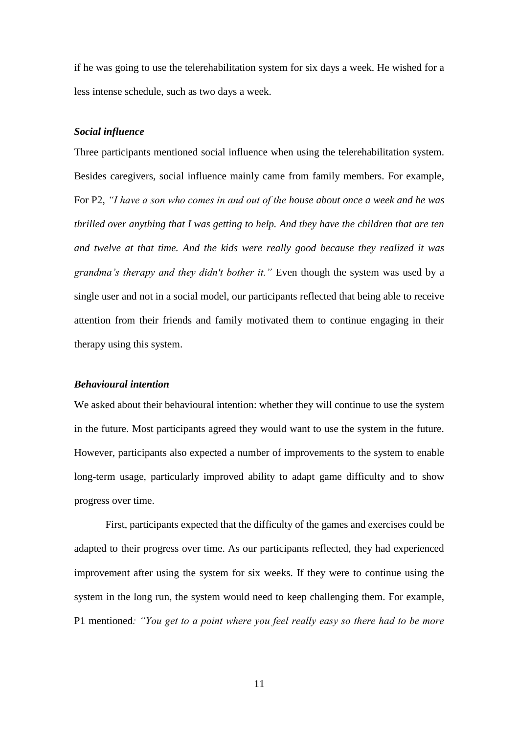if he was going to use the telerehabilitation system for six days a week. He wished for a less intense schedule, such as two days a week.

***Social influence***

Three participants mentioned social influence when using the telerehabilitation system. Besides caregivers, social influence mainly came from family members. For example, For P2, *"I have a son who comes in and out of the house about once a week and he was thrilled over anything that I was getting to help. And they have the children that are ten and twelve at that time. And the kids were really good because they realized it was grandma's therapy and they didn't bother it."* Even though the system was used by a single user and not in a social model, our participants reflected that being able to receive attention from their friends and family motivated them to continue engaging in their therapy using this system.

***Behavioural intention***

We asked about their behavioural intention: whether they will continue to use the system in the future. Most participants agreed they would want to use the system in the future. However, participants also expected a number of improvements to the system to enable long-term usage, particularly improved ability to adapt game difficulty and to show progress over time.

First, participants expected that the difficulty of the games and exercises could be adapted to their progress over time. As our participants reflected, they had experienced improvement after using the system for six weeks. If they were to continue using the system in the long run, the system would need to keep challenging them. For example, P1 mentioned*: "You get to a point where you feel really easy so there had to be more*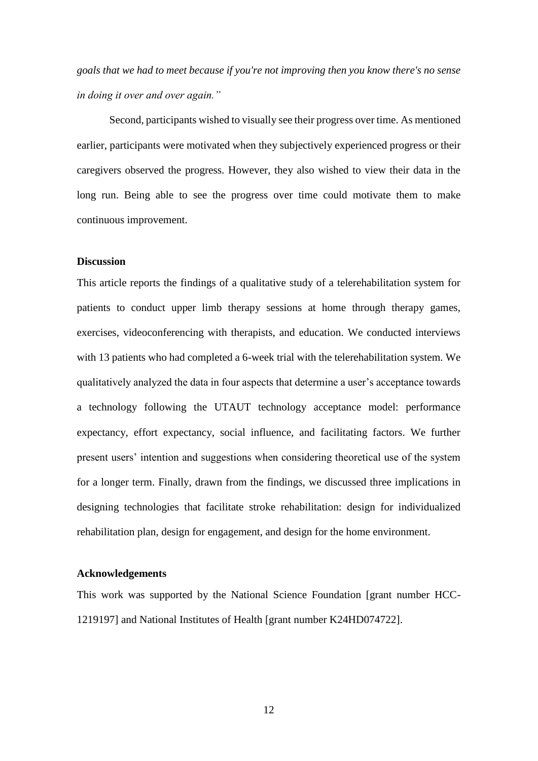*goals that we had to meet because if you're not improving then you know there's no sense in doing it over and over again."*

Second, participants wished to visually see their progress over time. As mentioned earlier, participants were motivated when they subjectively experienced progress or their caregivers observed the progress. However, they also wished to view their data in the long run. Being able to see the progress over time could motivate them to make continuous improvement.

### Discussion

This article reports the findings of a qualitative study of a telerehabilitation system for patients to conduct upper limb therapy sessions at home through therapy games, exercises, videoconferencing with therapists, and education. We conducted interviews with 13 patients who had completed a 6-week trial with the telerehabilitation system. We qualitatively analyzed the data in four aspects that determine a user's acceptance towards a technology following the UTAUT technology acceptance model: performance expectancy, effort expectancy, social influence, and facilitating factors. We further present users' intention and suggestions when considering theoretical use of the system for a longer term. Finally, drawn from the findings, we discussed three implications in designing technologies that facilitate stroke rehabilitation: design for individualized rehabilitation plan, design for engagement, and design for the home environment.

### Acknowledgements

This work was supported by the National Science Foundation [grant number HCC-1219197] and National Institutes of Health [grant number K24HD074722].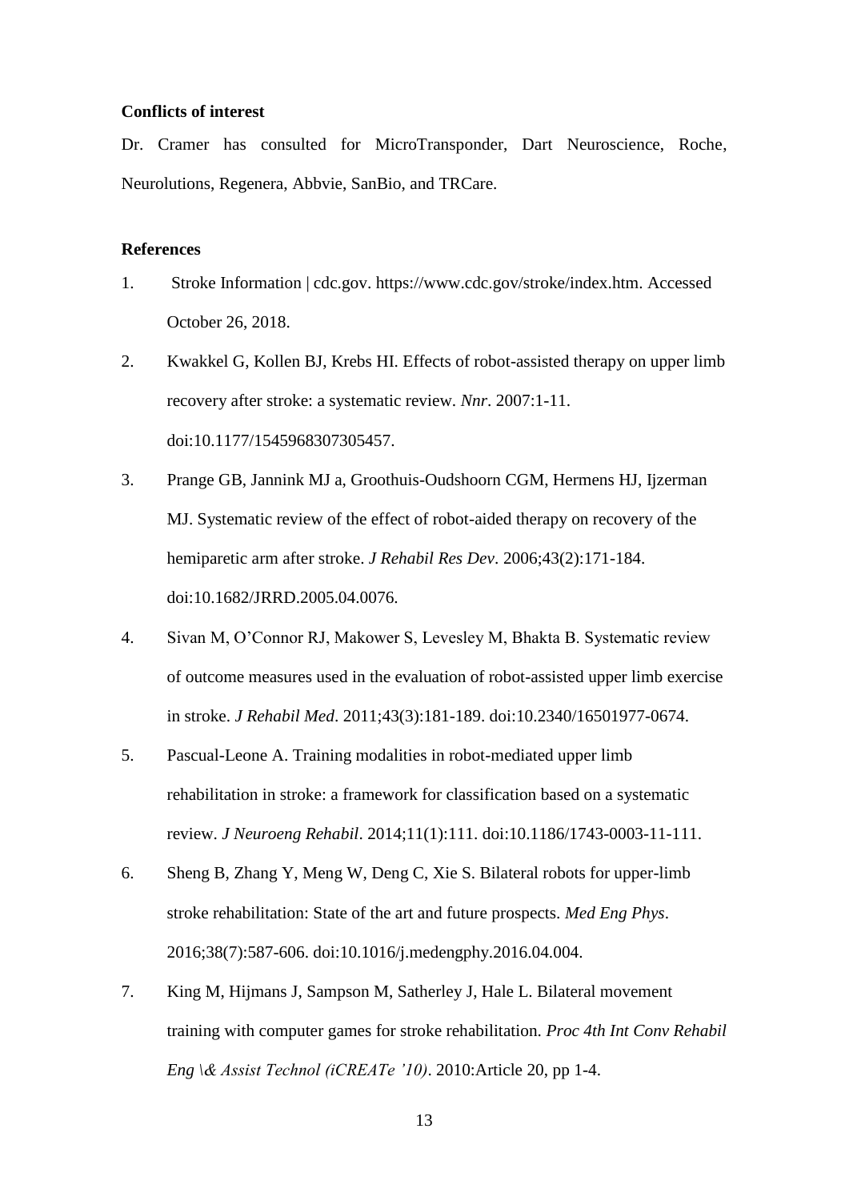**Conflicts of interest**

Dr. Cramer has consulted for MicroTransponder, Dart Neuroscience, Roche, Neurolutions, Regenera, Abbvie, SanBio, and TRCare.

**References**

1. Stroke Information | cdc.gov. https://www.cdc.gov/stroke/index.htm. Accessed October 26, 2018.
2. Kwakkel G, Kollen BJ, Krebs HI. Effects of robot-assisted therapy on upper limb recovery after stroke: a systematic review. *Nnr*. 2007:1-11. doi:10.1177/1545968307305457.
3. Prange GB, Jannink MJ a, Groothuis-Oudshoorn CGM, Hermens HJ, Ijzerman MJ. Systematic review of the effect of robot-aided therapy on recovery of the hemiparetic arm after stroke. *J Rehabil Res Dev*. 2006;43(2):171-184. doi:10.1682/JRRD.2005.04.0076.
4. Sivan M, O'Connor RJ, Makower S, Levesley M, Bhakta B. Systematic review of outcome measures used in the evaluation of robot-assisted upper limb exercise in stroke. *J Rehabil Med*. 2011;43(3):181-189. doi:10.2340/16501977-0674.
5. Pascual-Leone A. Training modalities in robot-mediated upper limb rehabilitation in stroke: a framework for classification based on a systematic review. *J Neuroeng Rehabil*. 2014;11(1):111. doi:10.1186/1743-0003-11-111.
6. Sheng B, Zhang Y, Meng W, Deng C, Xie S. Bilateral robots for upper-limb stroke rehabilitation: State of the art and future prospects. *Med Eng Phys*. 2016;38(7):587-606. doi:10.1016/j.medengphy.2016.04.004.
7. King M, Hijmans J, Sampson M, Satherley J, Hale L. Bilateral movement training with computer games for stroke rehabilitation. *Proc 4th Int Conv Rehabil Eng \& Assist Technol (iCREATe '10)*. 2010:Article 20, pp 1-4.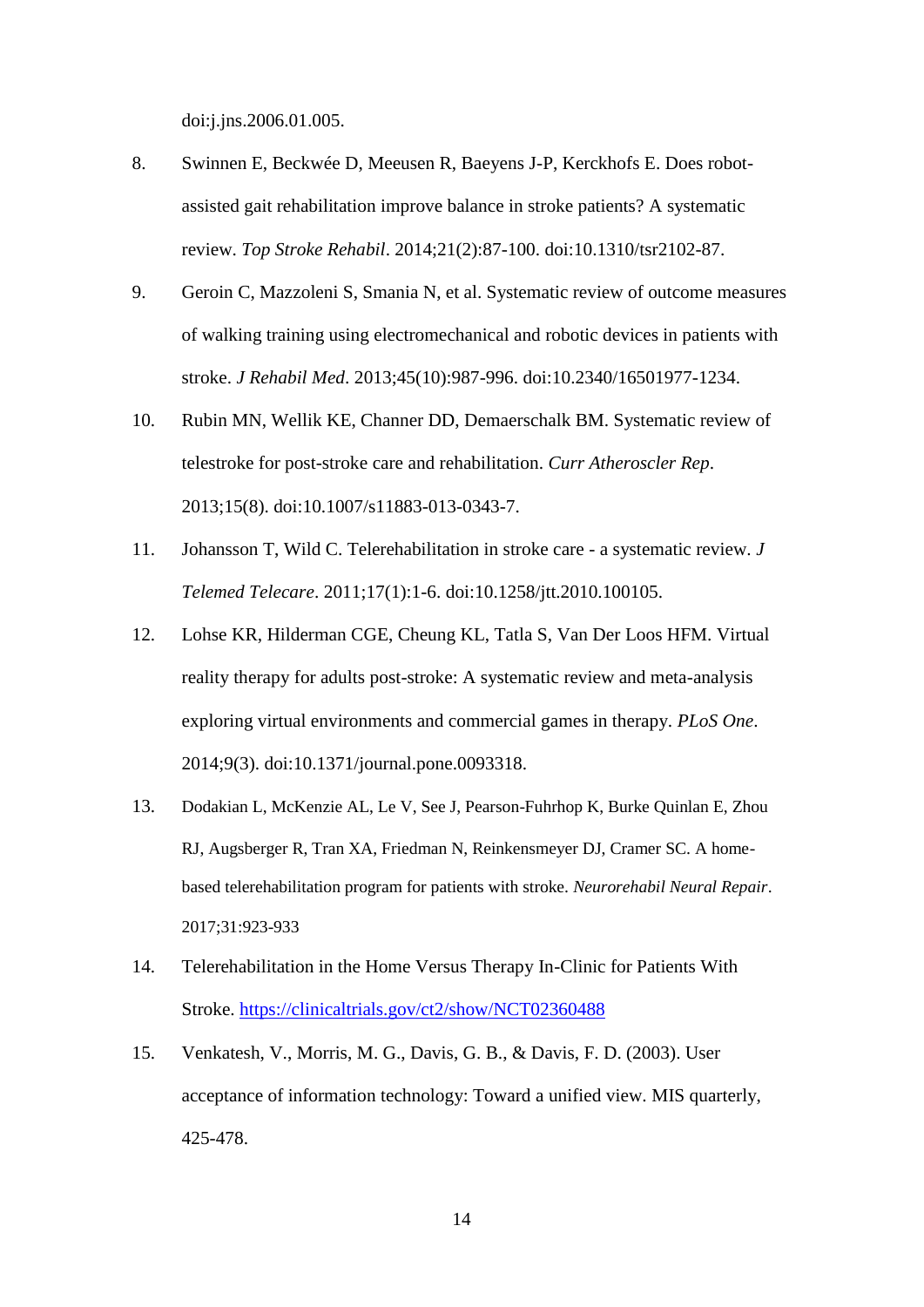doi:j.jns.2006.01.005.

8. Swinnen E, Beckwée D, Meeusen R, Baeyens J-P, Kerckhofs E. Does robot-assisted gait rehabilitation improve balance in stroke patients? A systematic review. *Top Stroke Rehabil*. 2014;21(2):87-100. doi:10.1310/tsr2102-87.
9. Geroin C, Mazzoleni S, Smania N, et al. Systematic review of outcome measures of walking training using electromechanical and robotic devices in patients with stroke. *J Rehabil Med*. 2013;45(10):987-996. doi:10.2340/16501977-1234.
10. Rubin MN, Wellik KE, Channer DD, Demaerschalk BM. Systematic review of telestroke for post-stroke care and rehabilitation. *Curr Atheroscler Rep*. 2013;15(8). doi:10.1007/s11883-013-0343-7.
11. Johansson T, Wild C. Telerehabilitation in stroke care - a systematic review. *J Telemed Telecare*. 2011;17(1):1-6. doi:10.1258/jtt.2010.100105.
12. Lohse KR, Hilderman CGE, Cheung KL, Tatla S, Van Der Loos HFM. Virtual reality therapy for adults post-stroke: A systematic review and meta-analysis exploring virtual environments and commercial games in therapy. *PLoS One*. 2014;9(3). doi:10.1371/journal.pone.0093318.
13. Dodakian L, McKenzie AL, Le V, See J, Pearson-Fuhrhop K, Burke Quinlan E, Zhou RJ, Augsberger R, Tran XA, Friedman N, Reinkensmeyer DJ, Cramer SC. A home-based telerehabilitation program for patients with stroke. *Neurorehabil Neural Repair*. 2017;31:923-933
14. Telerehabilitation in the Home Versus Therapy In-Clinic for Patients With Stroke. https://clinicaltrials.gov/ct2/show/NCT02360488
15. Venkatesh, V., Morris, M. G., Davis, G. B., & Davis, F. D. (2003). User acceptance of information technology: Toward a unified view. MIS quarterly, 425-478.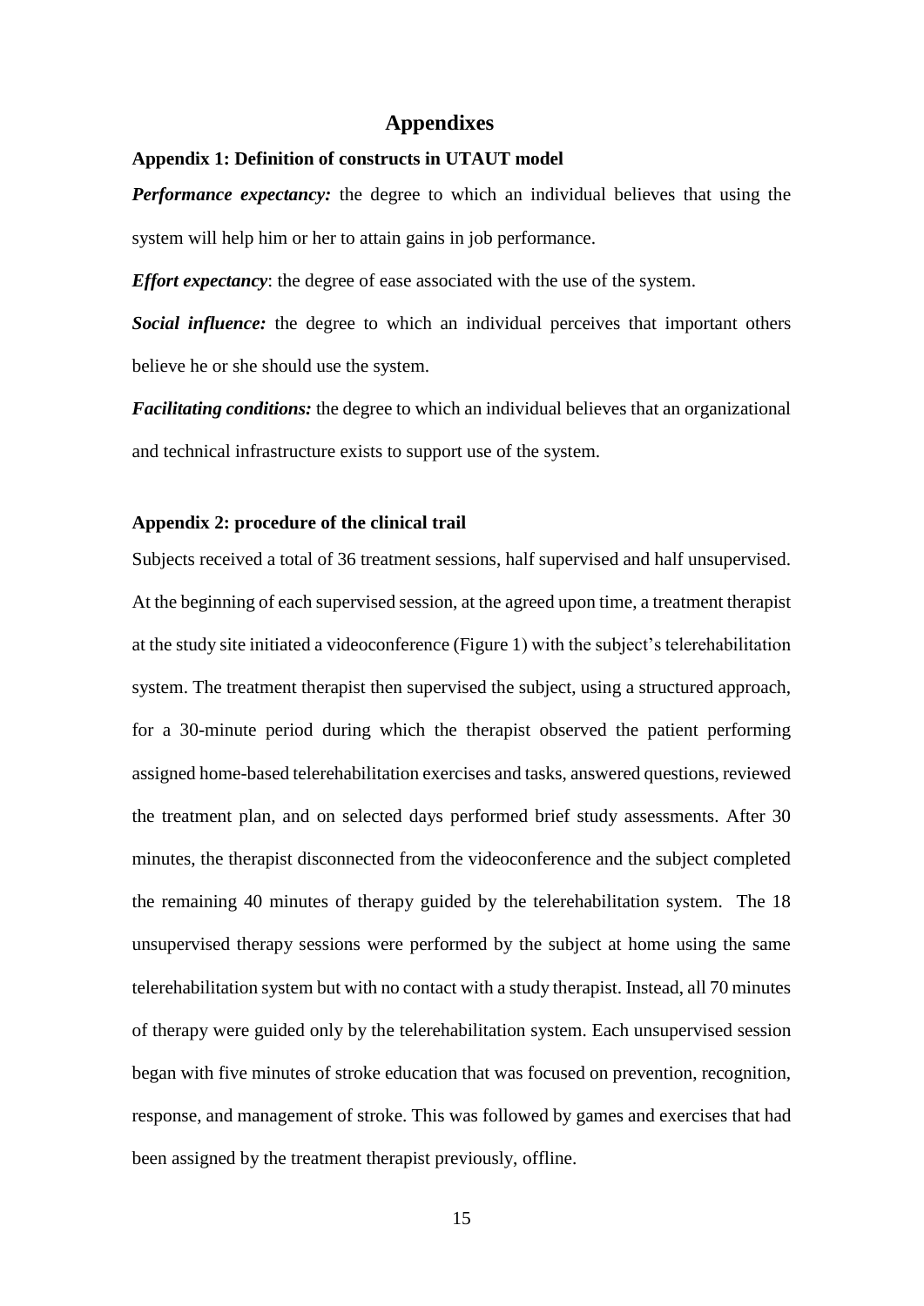# Appendixes

### Appendix 1: Definition of constructs in UTAUT model

***Performance expectancy:*** the degree to which an individual believes that using the system will help him or her to attain gains in job performance.

***Effort expectancy***: the degree of ease associated with the use of the system.

***Social influence:*** the degree to which an individual perceives that important others believe he or she should use the system.

***Facilitating conditions:*** the degree to which an individual believes that an organizational and technical infrastructure exists to support use of the system.

### Appendix 2: procedure of the clinical trail

Subjects received a total of 36 treatment sessions, half supervised and half unsupervised. At the beginning of each supervised session, at the agreed upon time, a treatment therapist at the study site initiated a videoconference (Figure 1) with the subject's telerehabilitation system. The treatment therapist then supervised the subject, using a structured approach, for a 30-minute period during which the therapist observed the patient performing assigned home-based telerehabilitation exercises and tasks, answered questions, reviewed the treatment plan, and on selected days performed brief study assessments. After 30 minutes, the therapist disconnected from the videoconference and the subject completed the remaining 40 minutes of therapy guided by the telerehabilitation system. The 18 unsupervised therapy sessions were performed by the subject at home using the same telerehabilitation system but with no contact with a study therapist. Instead, all 70 minutes of therapy were guided only by the telerehabilitation system. Each unsupervised session began with five minutes of stroke education that was focused on prevention, recognition, response, and management of stroke. This was followed by games and exercises that had been assigned by the treatment therapist previously, offline.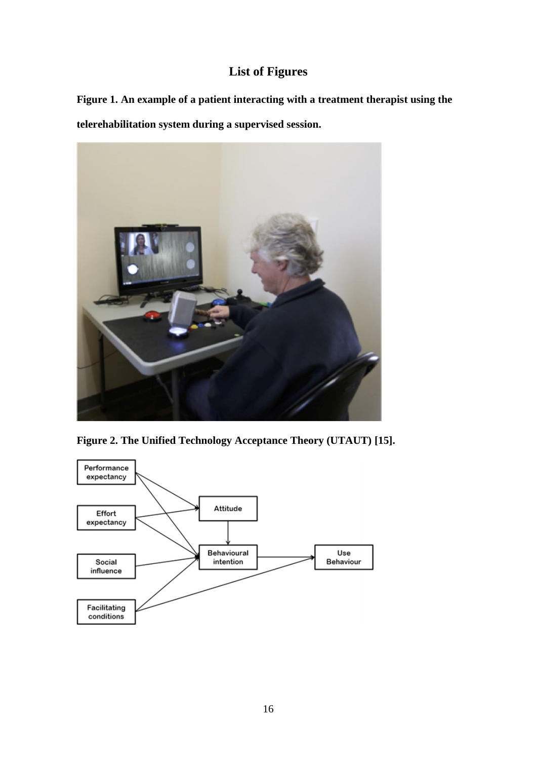# List of Figures

**Figure 1. An example of a patient interacting with a treatment therapist using the telerehabilitation system during a supervised session.**

**Figure 2. The Unified Technology Acceptance Theory (UTAUT) [15].**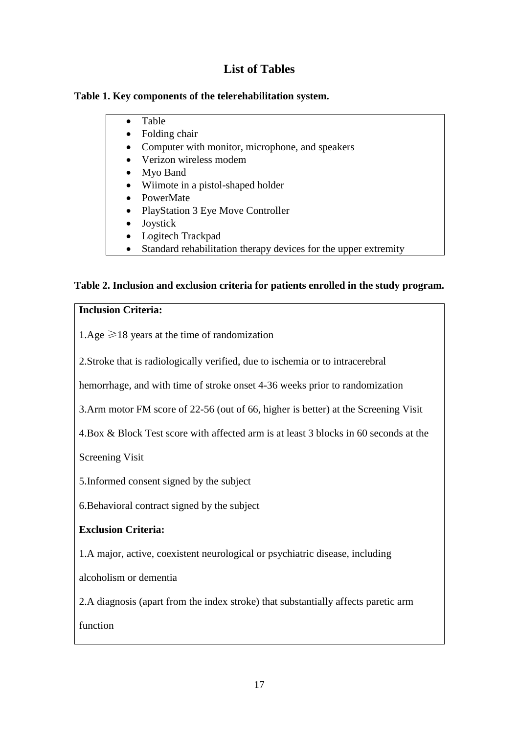# List of Tables

**Table 1. Key components of the telerehabilitation system.**

- Table
- Folding chair
- Computer with monitor, microphone, and speakers
- Verizon wireless modem
- Myo Band
- Wiimote in a pistol-shaped holder
- PowerMate
- PlayStation 3 Eye Move Controller
- Joystick
- Logitech Trackpad
- Standard rehabilitation therapy devices for the upper extremity

**Table 2. Inclusion and exclusion criteria for patients enrolled in the study program.**

**Inclusion Criteria:**

1.Age $\geqslant$18 years at the time of randomization

2.Stroke that is radiologically verified, due to ischemia or to intracerebral hemorrhage, and with time of stroke onset 4-36 weeks prior to randomization

3.Arm motor FM score of 22-56 (out of 66, higher is better) at the Screening Visit

4.Box & Block Test score with affected arm is at least 3 blocks in 60 seconds at the Screening Visit

5.Informed consent signed by the subject

6.Behavioral contract signed by the subject

**Exclusion Criteria:**

1.A major, active, coexistent neurological or psychiatric disease, including alcoholism or dementia

2.A diagnosis (apart from the index stroke) that substantially affects paretic arm function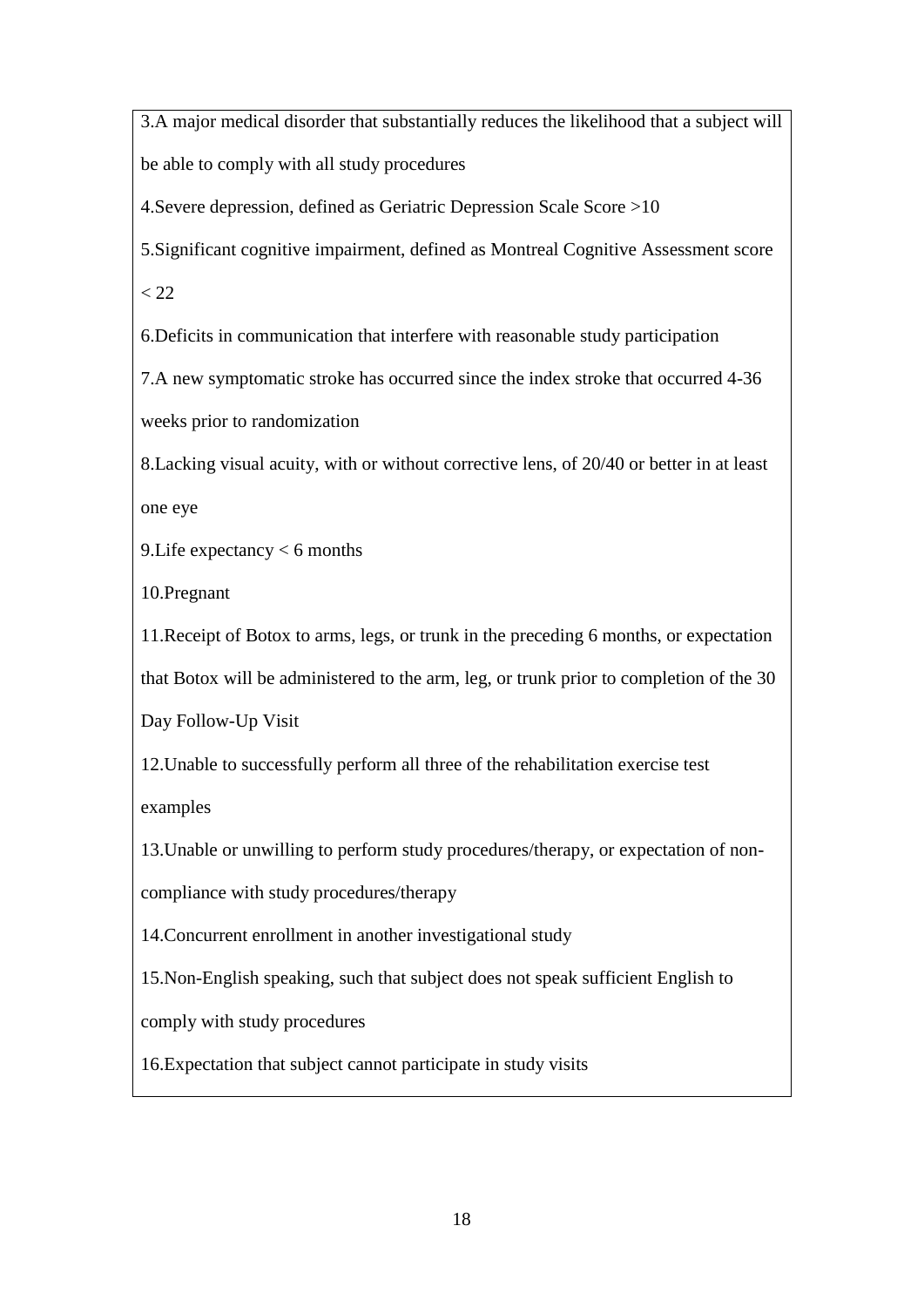3. A major medical disorder that substantially reduces the likelihood that a subject will be able to comply with all study procedures
4. Severe depression, defined as Geriatric Depression Scale Score >10
5. Significant cognitive impairment, defined as Montreal Cognitive Assessment score < 22
6. Deficits in communication that interfere with reasonable study participation
7. A new symptomatic stroke has occurred since the index stroke that occurred 4-36 weeks prior to randomization
8. Lacking visual acuity, with or without corrective lens, of 20/40 or better in at least one eye
9. Life expectancy < 6 months
10. Pregnant
11. Receipt of Botox to arms, legs, or trunk in the preceding 6 months, or expectation that Botox will be administered to the arm, leg, or trunk prior to completion of the 30 Day Follow-Up Visit
12. Unable to successfully perform all three of the rehabilitation exercise test examples
13. Unable or unwilling to perform study procedures/therapy, or expectation of non-compliance with study procedures/therapy
14. Concurrent enrollment in another investigational study
15. Non-English speaking, such that subject does not speak sufficient English to comply with study procedures
16. Expectation that subject cannot participate in study visits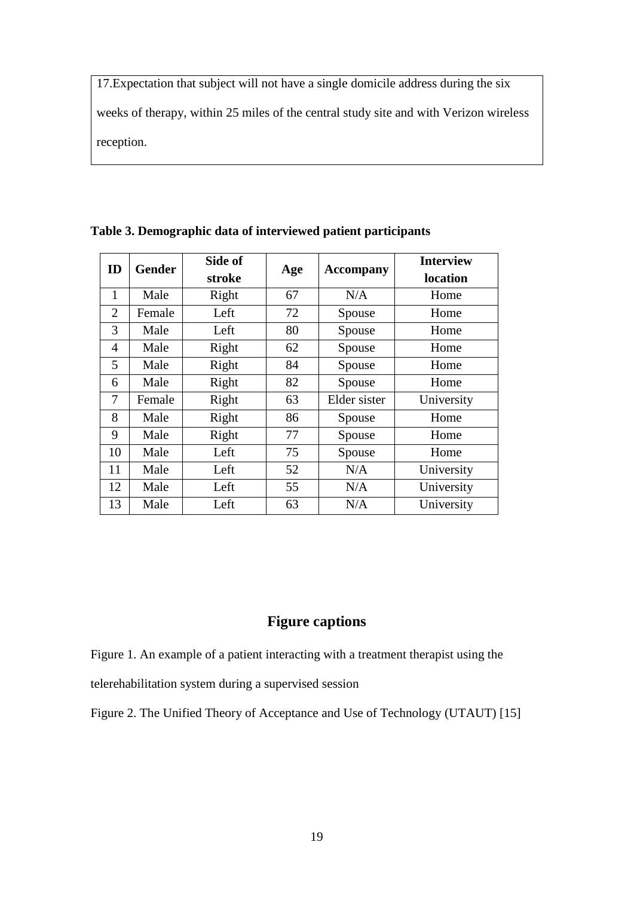17.Expectation that subject will not have a single domicile address during the six weeks of therapy, within 25 miles of the central study site and with Verizon wireless reception.

**Table 3. Demographic data of interviewed patient participants**

| ID | Gender | Side of stroke | Age | Accompany | Interview location |
|---|---|---|---|---|---|
| 1 | Male | Right | 67 | N/A | Home |
| 2 | Female | Left | 72 | Spouse | Home |
| 3 | Male | Left | 80 | Spouse | Home |
| 4 | Male | Right | 62 | Spouse | Home |
| 5 | Male | Right | 84 | Spouse | Home |
| 6 | Male | Right | 82 | Spouse | Home |
| 7 | Female | Right | 63 | Elder sister | University |
| 8 | Male | Right | 86 | Spouse | Home |
| 9 | Male | Right | 77 | Spouse | Home |
| 10 | Male | Left | 75 | Spouse | Home |
| 11 | Male | Left | 52 | N/A | University |
| 12 | Male | Left | 55 | N/A | University |
| 13 | Male | Left | 63 | N/A | University |

## Figure captions

Figure 1. An example of a patient interacting with a treatment therapist using the telerehabilitation system during a supervised session

Figure 2. The Unified Theory of Acceptance and Use of Technology (UTAUT) [15]